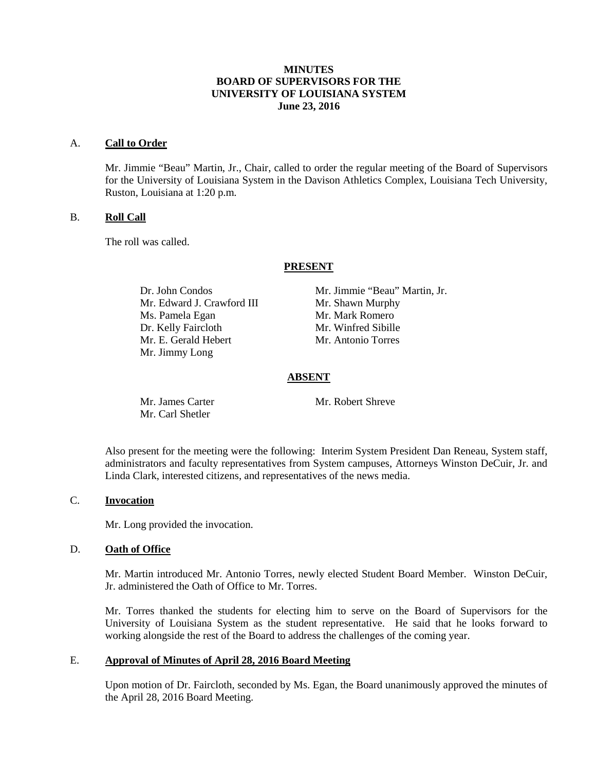# MINUTES
# BOARD OF SUPERVISORS FOR THE UNIVERSITY OF LOUISIANA SYSTEM
# June 23, 2016

## A. **Call to Order**

Mr. Jimmie "Beau" Martin, Jr., Chair, called to order the regular meeting of the Board of Supervisors for the University of Louisiana System in the Davison Athletics Complex, Louisiana Tech University, Ruston, Louisiana at 1:20 p.m.

## B. **Roll Call**

The roll was called.

### PRESENT

Dr. John Condos
Mr. Edward J. Crawford III
Ms. Pamela Egan
Dr. Kelly Faircloth
Mr. E. Gerald Hebert
Mr. Jimmy Long
Mr. Jimmie "Beau" Martin, Jr.
Mr. Shawn Murphy
Mr. Mark Romero
Mr. Winfred Sibille
Mr. Antonio Torres

### ABSENT

Mr. James Carter
Mr. Carl Shetler
Mr. Robert Shreve

Also present for the meeting were the following: Interim System President Dan Reneau, System staff, administrators and faculty representatives from System campuses, Attorneys Winston DeCuir, Jr. and Linda Clark, interested citizens, and representatives of the news media.

## C. **Invocation**

Mr. Long provided the invocation.

## D. **Oath of Office**

Mr. Martin introduced Mr. Antonio Torres, newly elected Student Board Member. Winston DeCuir, Jr. administered the Oath of Office to Mr. Torres.

Mr. Torres thanked the students for electing him to serve on the Board of Supervisors for the University of Louisiana System as the student representative. He said that he looks forward to working alongside the rest of the Board to address the challenges of the coming year.

## E. **Approval of Minutes of April 28, 2016 Board Meeting**

Upon motion of Dr. Faircloth, seconded by Ms. Egan, the Board unanimously approved the minutes of the April 28, 2016 Board Meeting.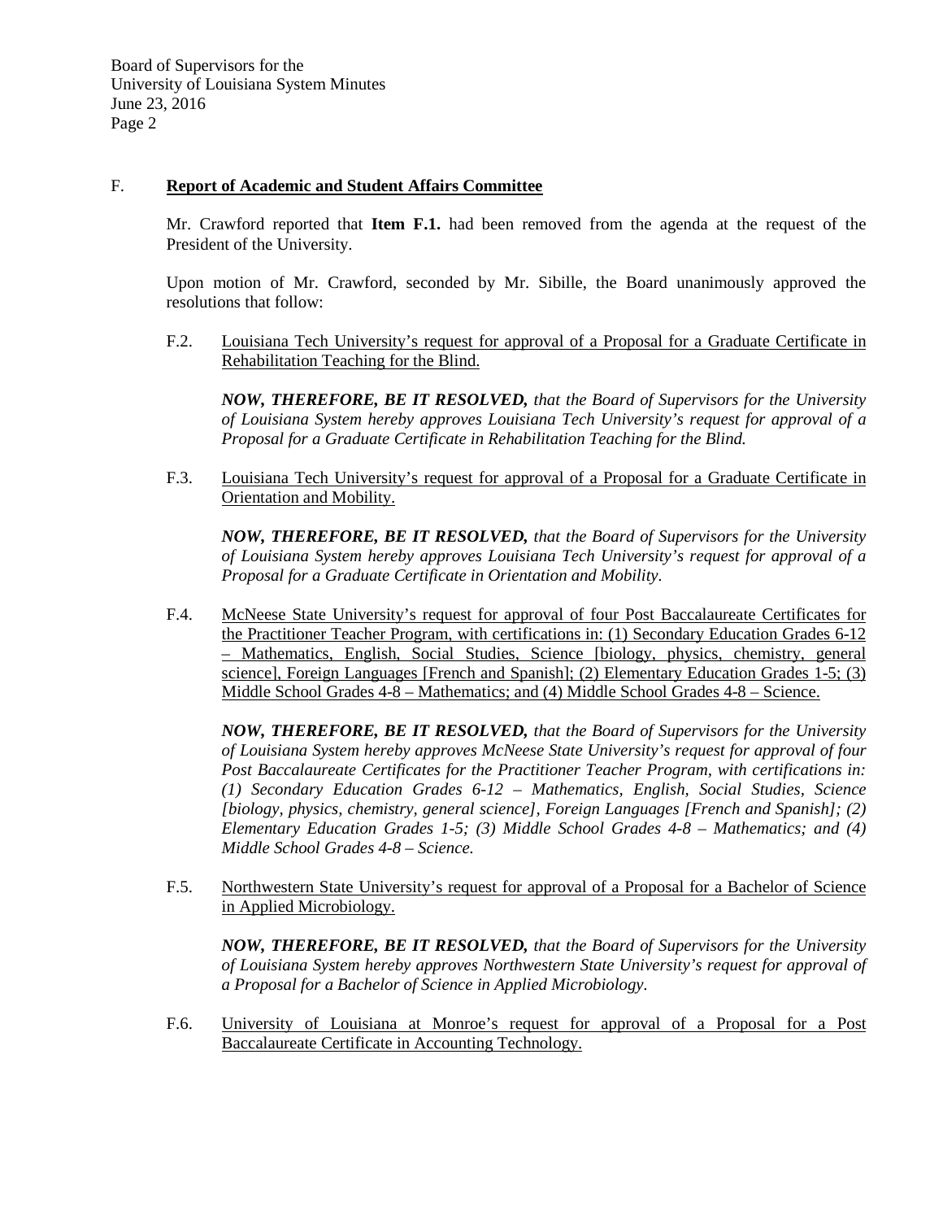## F. **Report of Academic and Student Affairs Committee**

Mr. Crawford reported that **Item F.1.** had been removed from the agenda at the request of the President of the University.

Upon motion of Mr. Crawford, seconded by Mr. Sibille, the Board unanimously approved the resolutions that follow:

F.2. Louisiana Tech University's request for approval of a Proposal for a Graduate Certificate in Rehabilitation Teaching for the Blind.

***NOW, THEREFORE, BE IT RESOLVED,*** *that the Board of Supervisors for the University of Louisiana System hereby approves Louisiana Tech University's request for approval of a Proposal for a Graduate Certificate in Rehabilitation Teaching for the Blind.*

F.3. Louisiana Tech University's request for approval of a Proposal for a Graduate Certificate in Orientation and Mobility.

***NOW, THEREFORE, BE IT RESOLVED,*** *that the Board of Supervisors for the University of Louisiana System hereby approves Louisiana Tech University's request for approval of a Proposal for a Graduate Certificate in Orientation and Mobility.*

F.4. McNeese State University's request for approval of four Post Baccalaureate Certificates for the Practitioner Teacher Program, with certifications in: (1) Secondary Education Grades 6-12 – Mathematics, English, Social Studies, Science [biology, physics, chemistry, general science], Foreign Languages [French and Spanish]; (2) Elementary Education Grades 1-5; (3) Middle School Grades 4-8 – Mathematics; and (4) Middle School Grades 4-8 – Science.

***NOW, THEREFORE, BE IT RESOLVED,*** *that the Board of Supervisors for the University of Louisiana System hereby approves McNeese State University's request for approval of four Post Baccalaureate Certificates for the Practitioner Teacher Program, with certifications in: (1) Secondary Education Grades 6-12 – Mathematics, English, Social Studies, Science [biology, physics, chemistry, general science], Foreign Languages [French and Spanish]; (2) Elementary Education Grades 1-5; (3) Middle School Grades 4-8 – Mathematics; and (4) Middle School Grades 4-8 – Science.*

F.5. Northwestern State University's request for approval of a Proposal for a Bachelor of Science in Applied Microbiology.

***NOW, THEREFORE, BE IT RESOLVED,*** *that the Board of Supervisors for the University of Louisiana System hereby approves Northwestern State University's request for approval of a Proposal for a Bachelor of Science in Applied Microbiology.*

F.6. University of Louisiana at Monroe's request for approval of a Proposal for a Post Baccalaureate Certificate in Accounting Technology.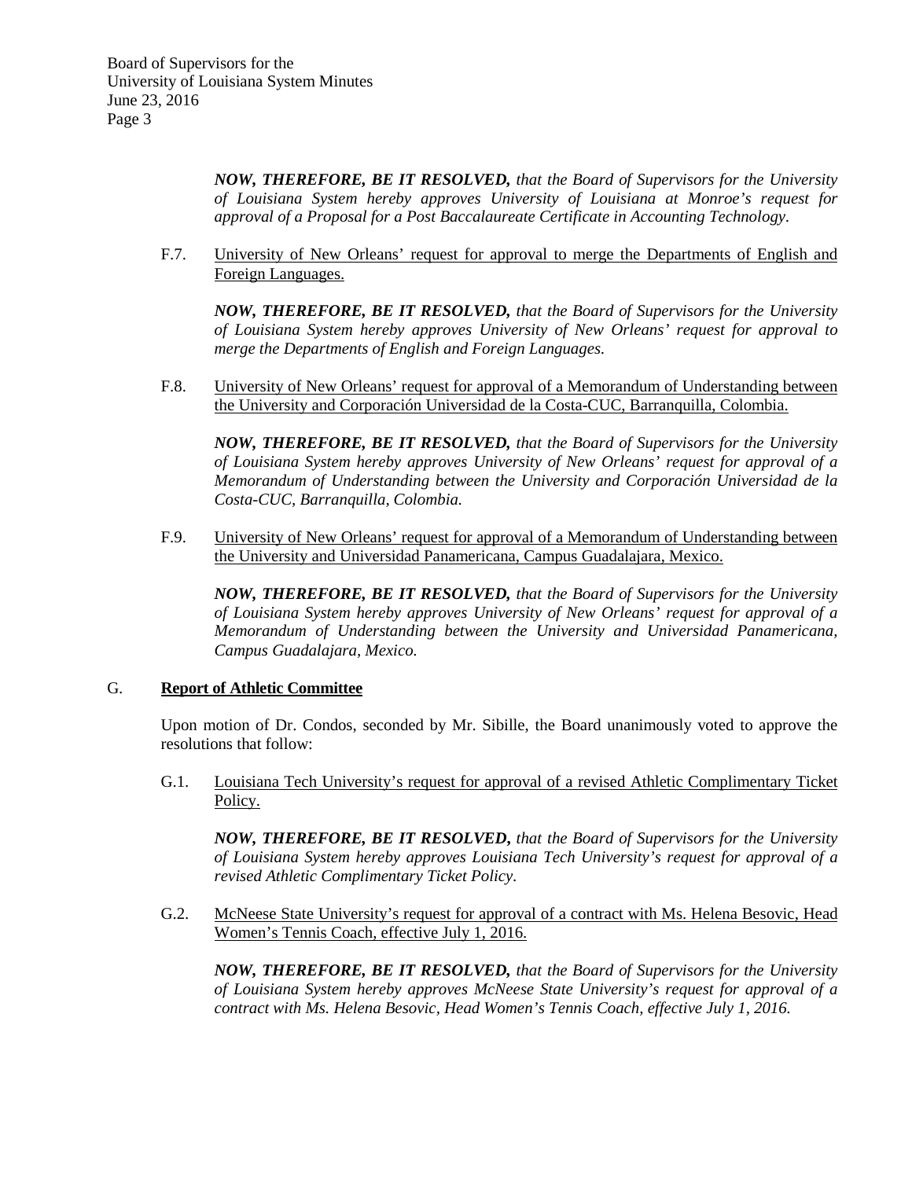***NOW, THEREFORE, BE IT RESOLVED,*** *that the Board of Supervisors for the University of Louisiana System hereby approves University of Louisiana at Monroe's request for approval of a Proposal for a Post Baccalaureate Certificate in Accounting Technology.*

F.7. University of New Orleans' request for approval to merge the Departments of English and Foreign Languages.

***NOW, THEREFORE, BE IT RESOLVED,*** *that the Board of Supervisors for the University of Louisiana System hereby approves University of New Orleans' request for approval to merge the Departments of English and Foreign Languages.*

F.8. University of New Orleans' request for approval of a Memorandum of Understanding between the University and Corporación Universidad de la Costa-CUC, Barranquilla, Colombia.

***NOW, THEREFORE, BE IT RESOLVED,*** *that the Board of Supervisors for the University of Louisiana System hereby approves University of New Orleans' request for approval of a Memorandum of Understanding between the University and Corporación Universidad de la Costa-CUC, Barranquilla, Colombia.*

F.9. University of New Orleans' request for approval of a Memorandum of Understanding between the University and Universidad Panamericana, Campus Guadalajara, Mexico.

***NOW, THEREFORE, BE IT RESOLVED,*** *that the Board of Supervisors for the University of Louisiana System hereby approves University of New Orleans' request for approval of a Memorandum of Understanding between the University and Universidad Panamericana, Campus Guadalajara, Mexico.*

## G. Report of Athletic Committee

Upon motion of Dr. Condos, seconded by Mr. Sibille, the Board unanimously voted to approve the resolutions that follow:

G.1. Louisiana Tech University's request for approval of a revised Athletic Complimentary Ticket Policy.

***NOW, THEREFORE, BE IT RESOLVED,*** *that the Board of Supervisors for the University of Louisiana System hereby approves Louisiana Tech University's request for approval of a revised Athletic Complimentary Ticket Policy.*

G.2. McNeese State University's request for approval of a contract with Ms. Helena Besovic, Head Women's Tennis Coach, effective July 1, 2016.

***NOW, THEREFORE, BE IT RESOLVED,*** *that the Board of Supervisors for the University of Louisiana System hereby approves McNeese State University's request for approval of a contract with Ms. Helena Besovic, Head Women's Tennis Coach, effective July 1, 2016.*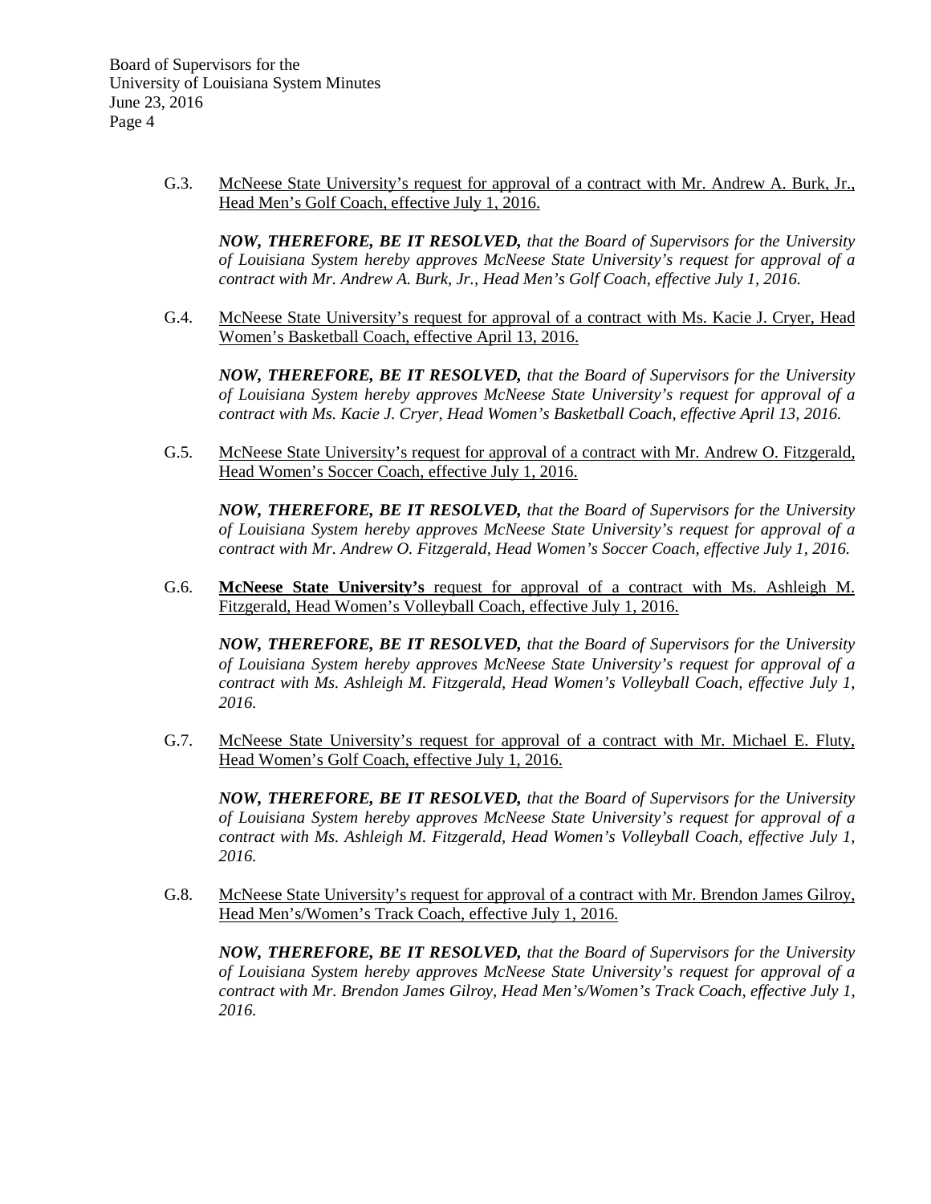G.3. McNeese State University's request for approval of a contract with Mr. Andrew A. Burk, Jr., Head Men's Golf Coach, effective July 1, 2016.

***NOW, THEREFORE, BE IT RESOLVED,*** *that the Board of Supervisors for the University of Louisiana System hereby approves McNeese State University's request for approval of a contract with Mr. Andrew A. Burk, Jr., Head Men's Golf Coach, effective July 1, 2016.*

G.4. McNeese State University's request for approval of a contract with Ms. Kacie J. Cryer, Head Women's Basketball Coach, effective April 13, 2016.

***NOW, THEREFORE, BE IT RESOLVED,*** *that the Board of Supervisors for the University of Louisiana System hereby approves McNeese State University's request for approval of a contract with Ms. Kacie J. Cryer, Head Women's Basketball Coach, effective April 13, 2016.*

G.5. McNeese State University's request for approval of a contract with Mr. Andrew O. Fitzgerald, Head Women's Soccer Coach, effective July 1, 2016.

***NOW, THEREFORE, BE IT RESOLVED,*** *that the Board of Supervisors for the University of Louisiana System hereby approves McNeese State University's request for approval of a contract with Mr. Andrew O. Fitzgerald, Head Women's Soccer Coach, effective July 1, 2016.*

G.6. **McNeese State University's** request for approval of a contract with Ms. Ashleigh M. Fitzgerald, Head Women's Volleyball Coach, effective July 1, 2016.

***NOW, THEREFORE, BE IT RESOLVED,*** *that the Board of Supervisors for the University of Louisiana System hereby approves McNeese State University's request for approval of a contract with Ms. Ashleigh M. Fitzgerald, Head Women's Volleyball Coach, effective July 1, 2016.*

G.7. McNeese State University's request for approval of a contract with Mr. Michael E. Fluty, Head Women's Golf Coach, effective July 1, 2016.

***NOW, THEREFORE, BE IT RESOLVED,*** *that the Board of Supervisors for the University of Louisiana System hereby approves McNeese State University's request for approval of a contract with Ms. Ashleigh M. Fitzgerald, Head Women's Volleyball Coach, effective July 1, 2016.*

G.8. McNeese State University's request for approval of a contract with Mr. Brendon James Gilroy, Head Men's/Women's Track Coach, effective July 1, 2016.

***NOW, THEREFORE, BE IT RESOLVED,*** *that the Board of Supervisors for the University of Louisiana System hereby approves McNeese State University's request for approval of a contract with Mr. Brendon James Gilroy, Head Men's/Women's Track Coach, effective July 1, 2016.*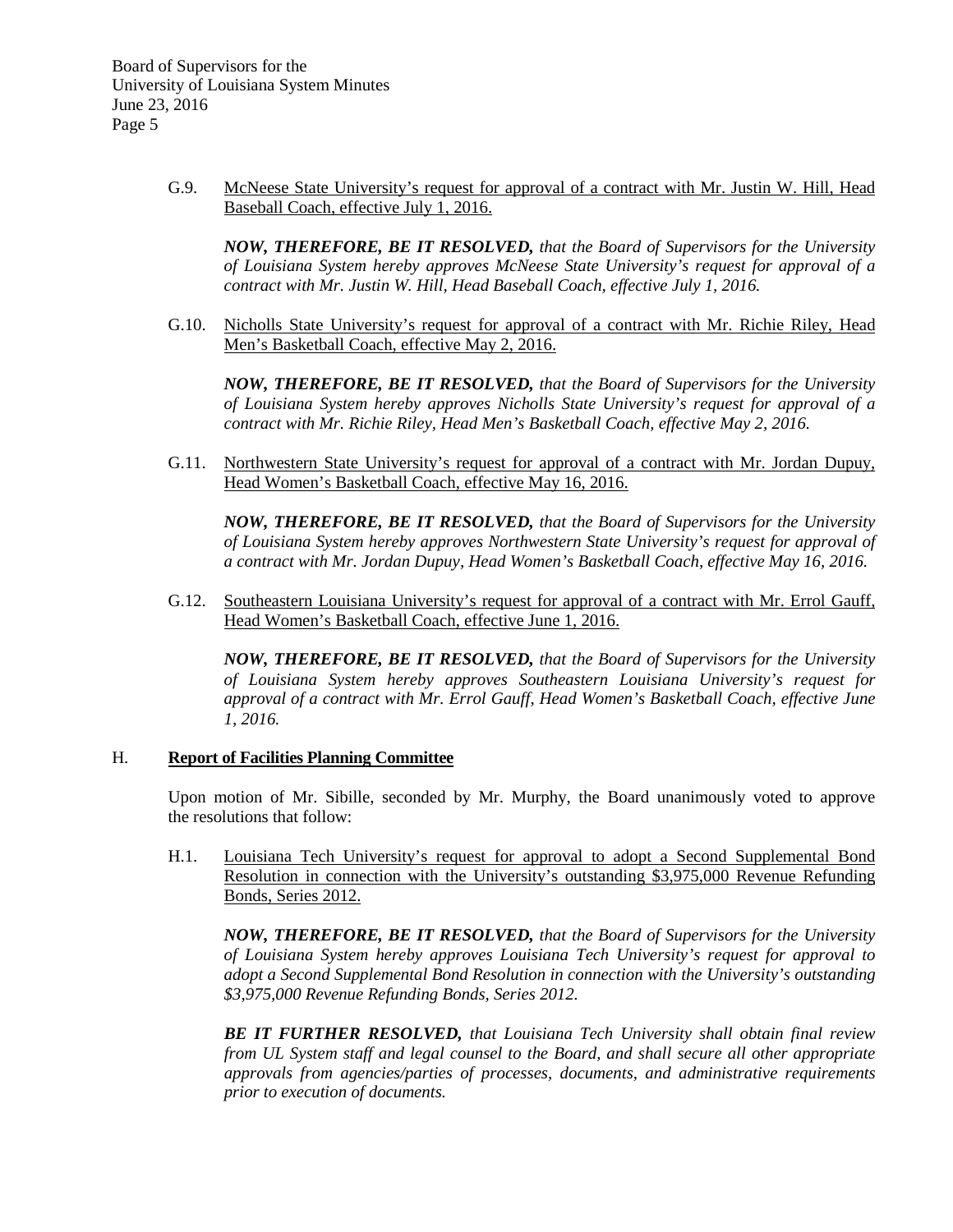G.9. McNeese State University's request for approval of a contract with Mr. Justin W. Hill, Head Baseball Coach, effective July 1, 2016.

***NOW, THEREFORE, BE IT RESOLVED,*** *that the Board of Supervisors for the University of Louisiana System hereby approves McNeese State University's request for approval of a contract with Mr. Justin W. Hill, Head Baseball Coach, effective July 1, 2016.*

G.10. Nicholls State University's request for approval of a contract with Mr. Richie Riley, Head Men's Basketball Coach, effective May 2, 2016.

***NOW, THEREFORE, BE IT RESOLVED,*** *that the Board of Supervisors for the University of Louisiana System hereby approves Nicholls State University's request for approval of a contract with Mr. Richie Riley, Head Men's Basketball Coach, effective May 2, 2016.*

G.11. Northwestern State University's request for approval of a contract with Mr. Jordan Dupuy, Head Women's Basketball Coach, effective May 16, 2016.

***NOW, THEREFORE, BE IT RESOLVED,*** *that the Board of Supervisors for the University of Louisiana System hereby approves Northwestern State University's request for approval of a contract with Mr. Jordan Dupuy, Head Women's Basketball Coach, effective May 16, 2016.*

G.12. Southeastern Louisiana University's request for approval of a contract with Mr. Errol Gauff, Head Women's Basketball Coach, effective June 1, 2016.

***NOW, THEREFORE, BE IT RESOLVED,*** *that the Board of Supervisors for the University of Louisiana System hereby approves Southeastern Louisiana University's request for approval of a contract with Mr. Errol Gauff, Head Women's Basketball Coach, effective June 1, 2016.*

## H. Report of Facilities Planning Committee

Upon motion of Mr. Sibille, seconded by Mr. Murphy, the Board unanimously voted to approve the resolutions that follow:

H.1. Louisiana Tech University's request for approval to adopt a Second Supplemental Bond Resolution in connection with the University's outstanding $3,975,000 Revenue Refunding Bonds, Series 2012.

***NOW, THEREFORE, BE IT RESOLVED,*** *that the Board of Supervisors for the University of Louisiana System hereby approves Louisiana Tech University's request for approval to adopt a Second Supplemental Bond Resolution in connection with the University's outstanding $3,975,000 Revenue Refunding Bonds, Series 2012.*

***BE IT FURTHER RESOLVED,*** *that Louisiana Tech University shall obtain final review from UL System staff and legal counsel to the Board, and shall secure all other appropriate approvals from agencies/parties of processes, documents, and administrative requirements prior to execution of documents.*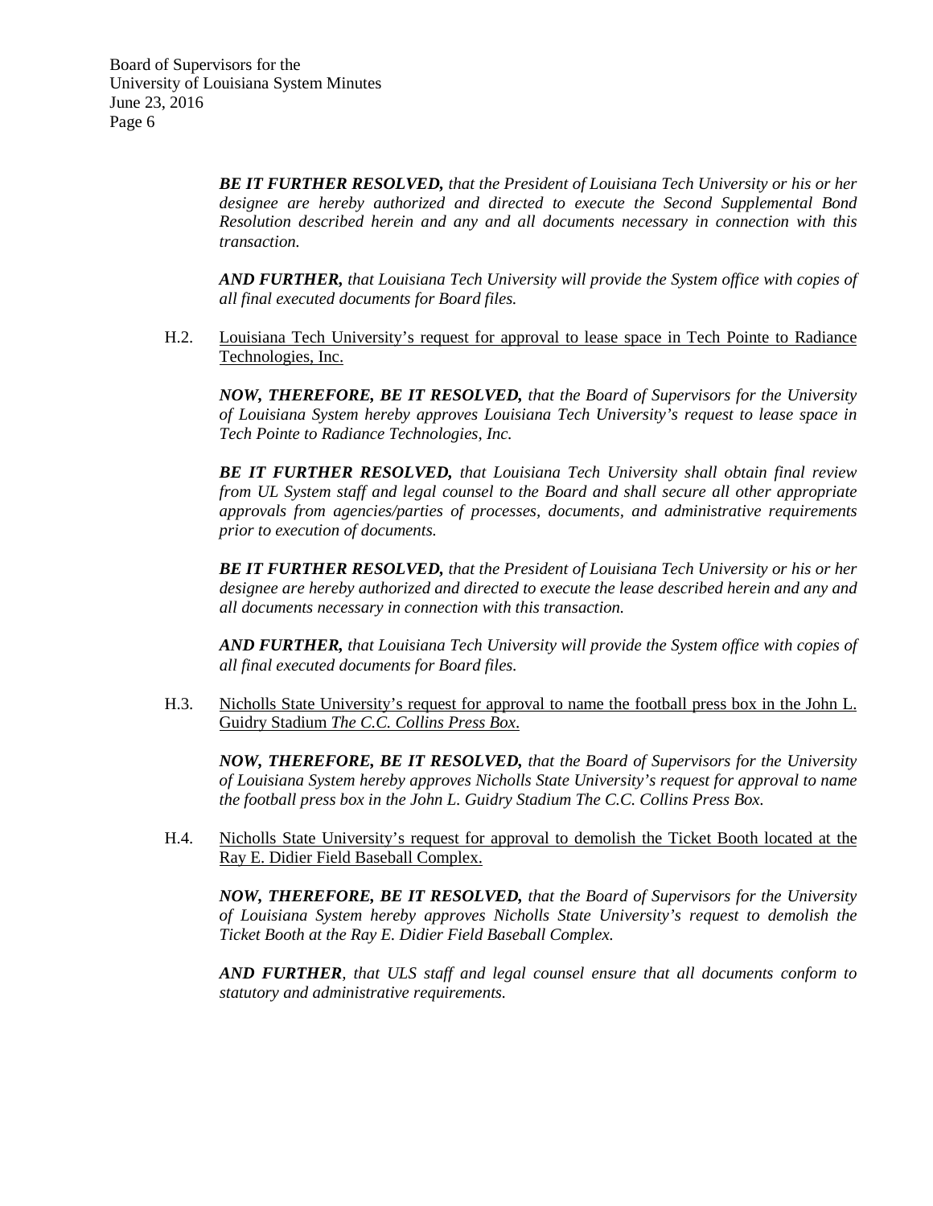***BE IT FURTHER RESOLVED,*** *that the President of Louisiana Tech University or his or her designee are hereby authorized and directed to execute the Second Supplemental Bond Resolution described herein and any and all documents necessary in connection with this transaction.*

***AND FURTHER,*** *that Louisiana Tech University will provide the System office with copies of all final executed documents for Board files.*

H.2. Louisiana Tech University's request for approval to lease space in Tech Pointe to Radiance Technologies, Inc.

***NOW, THEREFORE, BE IT RESOLVED,*** *that the Board of Supervisors for the University of Louisiana System hereby approves Louisiana Tech University's request to lease space in Tech Pointe to Radiance Technologies, Inc.*

***BE IT FURTHER RESOLVED,*** *that Louisiana Tech University shall obtain final review from UL System staff and legal counsel to the Board and shall secure all other appropriate approvals from agencies/parties of processes, documents, and administrative requirements prior to execution of documents.*

***BE IT FURTHER RESOLVED,*** *that the President of Louisiana Tech University or his or her designee are hereby authorized and directed to execute the lease described herein and any and all documents necessary in connection with this transaction.*

***AND FURTHER,*** *that Louisiana Tech University will provide the System office with copies of all final executed documents for Board files.*

H.3. Nicholls State University's request for approval to name the football press box in the John L. Guidry Stadium *The C.C. Collins Press Box*.

***NOW, THEREFORE, BE IT RESOLVED,*** *that the Board of Supervisors for the University of Louisiana System hereby approves Nicholls State University's request for approval to name the football press box in the John L. Guidry Stadium The C.C. Collins Press Box.*

H.4. Nicholls State University's request for approval to demolish the Ticket Booth located at the Ray E. Didier Field Baseball Complex.

***NOW, THEREFORE, BE IT RESOLVED,*** *that the Board of Supervisors for the University of Louisiana System hereby approves Nicholls State University's request to demolish the Ticket Booth at the Ray E. Didier Field Baseball Complex.*

***AND FURTHER****, that ULS staff and legal counsel ensure that all documents conform to statutory and administrative requirements.*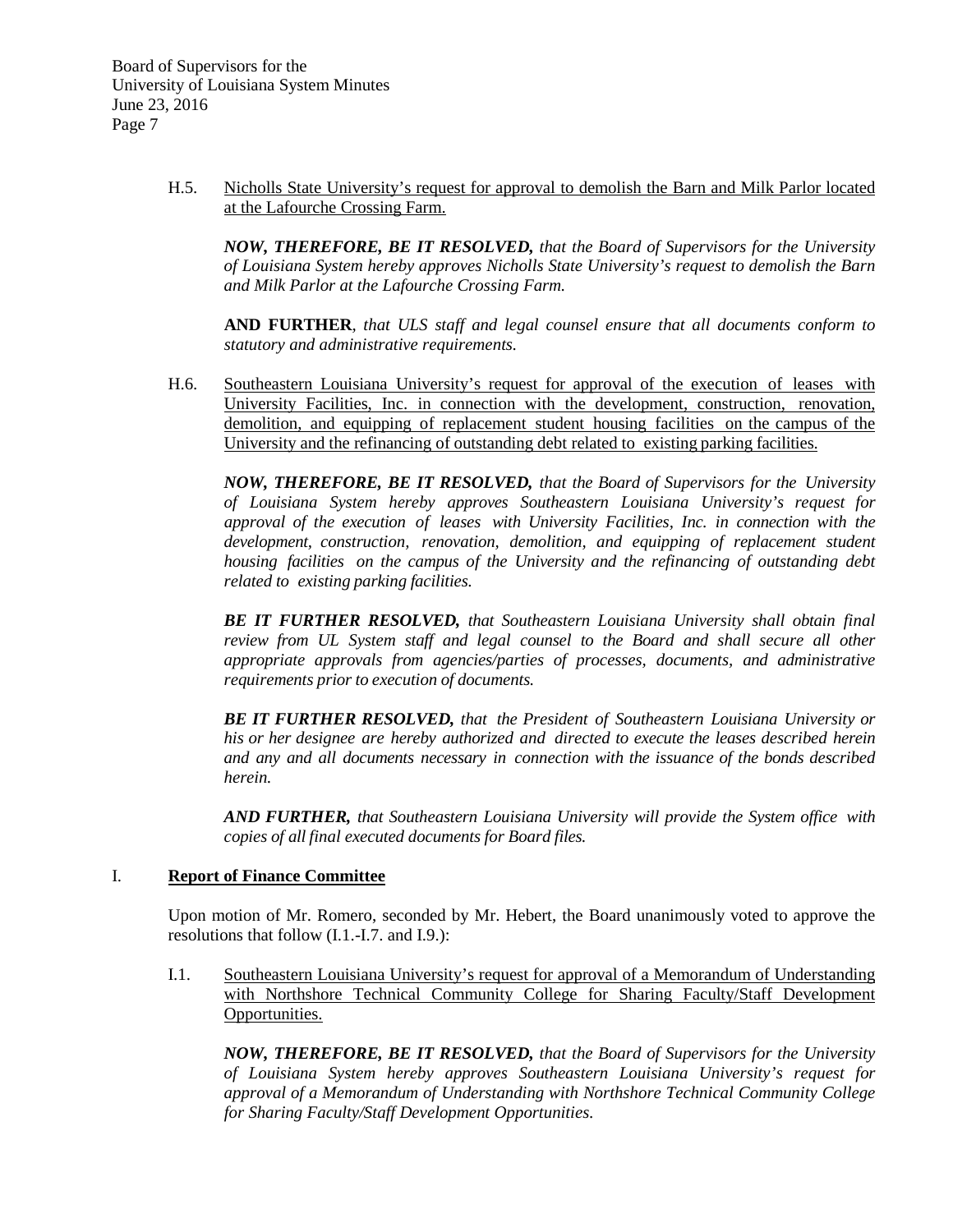H.5. Nicholls State University's request for approval to demolish the Barn and Milk Parlor located at the Lafourche Crossing Farm.

***NOW, THEREFORE, BE IT RESOLVED,*** *that the Board of Supervisors for the University of Louisiana System hereby approves Nicholls State University's request to demolish the Barn and Milk Parlor at the Lafourche Crossing Farm.*

**AND FURTHER**, *that ULS staff and legal counsel ensure that all documents conform to statutory and administrative requirements.*

H.6. Southeastern Louisiana University's request for approval of the execution of leases with University Facilities, Inc. in connection with the development, construction, renovation, demolition, and equipping of replacement student housing facilities on the campus of the University and the refinancing of outstanding debt related to existing parking facilities.

***NOW, THEREFORE, BE IT RESOLVED,*** *that the Board of Supervisors for the University of Louisiana System hereby approves Southeastern Louisiana University's request for approval of the execution of leases with University Facilities, Inc. in connection with the development, construction, renovation, demolition, and equipping of replacement student housing facilities on the campus of the University and the refinancing of outstanding debt related to existing parking facilities.*

***BE IT FURTHER RESOLVED,*** *that Southeastern Louisiana University shall obtain final review from UL System staff and legal counsel to the Board and shall secure all other appropriate approvals from agencies/parties of processes, documents, and administrative requirements prior to execution of documents.*

***BE IT FURTHER RESOLVED,*** *that the President of Southeastern Louisiana University or his or her designee are hereby authorized and directed to execute the leases described herein and any and all documents necessary in connection with the issuance of the bonds described herein.*

***AND FURTHER,*** *that Southeastern Louisiana University will provide the System office with copies of all final executed documents for Board files.*

## I. Report of Finance Committee

Upon motion of Mr. Romero, seconded by Mr. Hebert, the Board unanimously voted to approve the resolutions that follow (I.1.-I.7. and I.9.):

I.1. Southeastern Louisiana University's request for approval of a Memorandum of Understanding with Northshore Technical Community College for Sharing Faculty/Staff Development Opportunities.

***NOW, THEREFORE, BE IT RESOLVED,*** *that the Board of Supervisors for the University of Louisiana System hereby approves Southeastern Louisiana University's request for approval of a Memorandum of Understanding with Northshore Technical Community College for Sharing Faculty/Staff Development Opportunities.*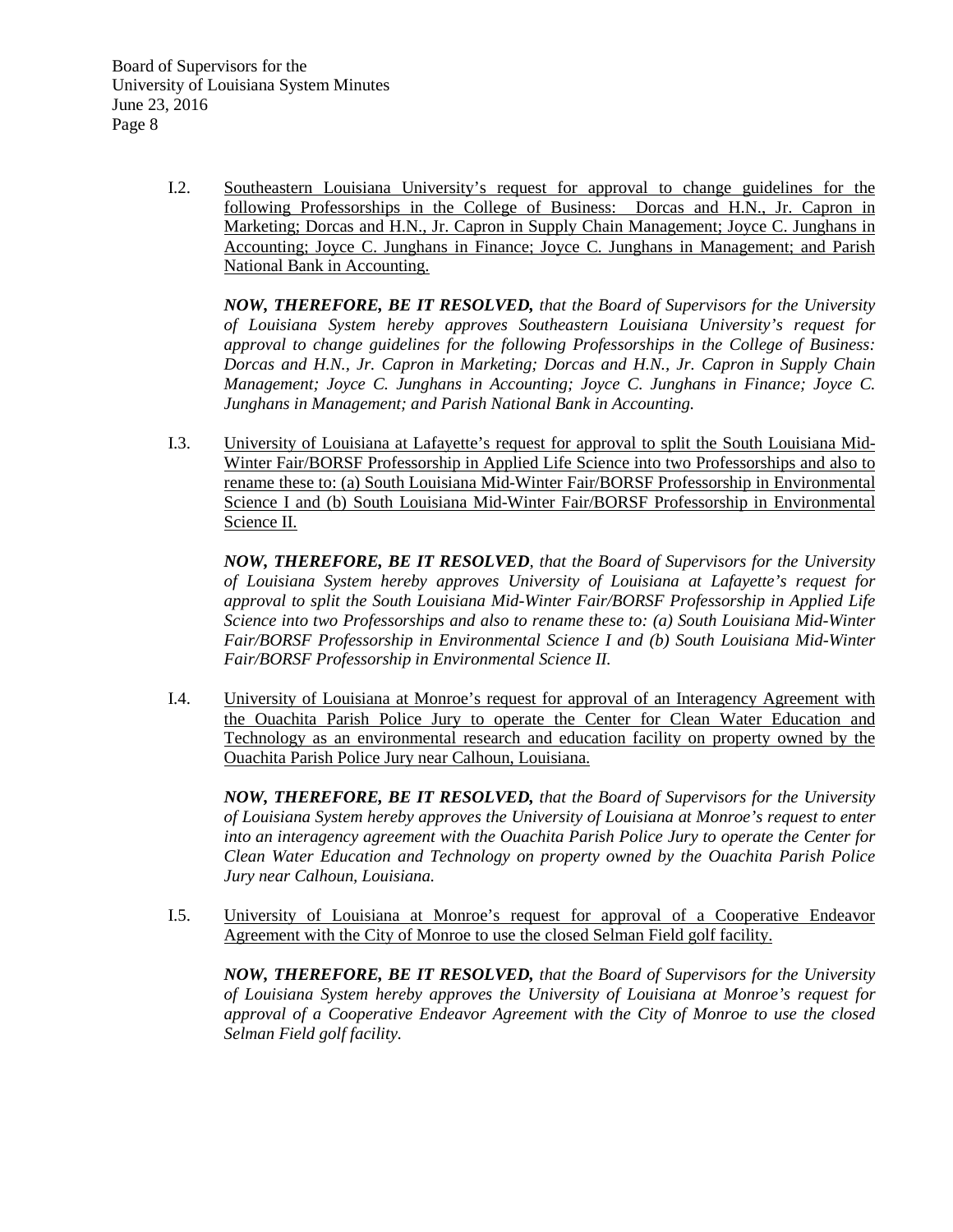I.2. <u>Southeastern Louisiana University's request for approval to change guidelines for the following Professorships in the College of Business: Dorcas and H.N., Jr. Capron in Marketing; Dorcas and H.N., Jr. Capron in Supply Chain Management; Joyce C. Junghans in Accounting; Joyce C. Junghans in Finance; Joyce C. Junghans in Management; and Parish National Bank in Accounting.</u>

***NOW, THEREFORE, BE IT RESOLVED,*** *that the Board of Supervisors for the University of Louisiana System hereby approves Southeastern Louisiana University's request for approval to change guidelines for the following Professorships in the College of Business: Dorcas and H.N., Jr. Capron in Marketing; Dorcas and H.N., Jr. Capron in Supply Chain Management; Joyce C. Junghans in Accounting; Joyce C. Junghans in Finance; Joyce C. Junghans in Management; and Parish National Bank in Accounting.*

I.3. <u>University of Louisiana at Lafayette's request for approval to split the South Louisiana Mid-Winter Fair/BORSF Professorship in Applied Life Science into two Professorships and also to rename these to: (a) South Louisiana Mid-Winter Fair/BORSF Professorship in Environmental Science I and (b) South Louisiana Mid-Winter Fair/BORSF Professorship in Environmental Science II.</u>

***NOW, THEREFORE, BE IT RESOLVED****, that the Board of Supervisors for the University of Louisiana System hereby approves University of Louisiana at Lafayette's request for approval to split the South Louisiana Mid-Winter Fair/BORSF Professorship in Applied Life Science into two Professorships and also to rename these to: (a) South Louisiana Mid-Winter Fair/BORSF Professorship in Environmental Science I and (b) South Louisiana Mid-Winter Fair/BORSF Professorship in Environmental Science II.*

I.4. <u>University of Louisiana at Monroe's request for approval of an Interagency Agreement with the Ouachita Parish Police Jury to operate the Center for Clean Water Education and Technology as an environmental research and education facility on property owned by the Ouachita Parish Police Jury near Calhoun, Louisiana.</u>

***NOW, THEREFORE, BE IT RESOLVED,*** *that the Board of Supervisors for the University of Louisiana System hereby approves the University of Louisiana at Monroe's request to enter into an interagency agreement with the Ouachita Parish Police Jury to operate the Center for Clean Water Education and Technology on property owned by the Ouachita Parish Police Jury near Calhoun, Louisiana.*

I.5. <u>University of Louisiana at Monroe's request for approval of a Cooperative Endeavor Agreement with the City of Monroe to use the closed Selman Field golf facility.</u>

***NOW, THEREFORE, BE IT RESOLVED,*** *that the Board of Supervisors for the University of Louisiana System hereby approves the University of Louisiana at Monroe's request for approval of a Cooperative Endeavor Agreement with the City of Monroe to use the closed Selman Field golf facility.*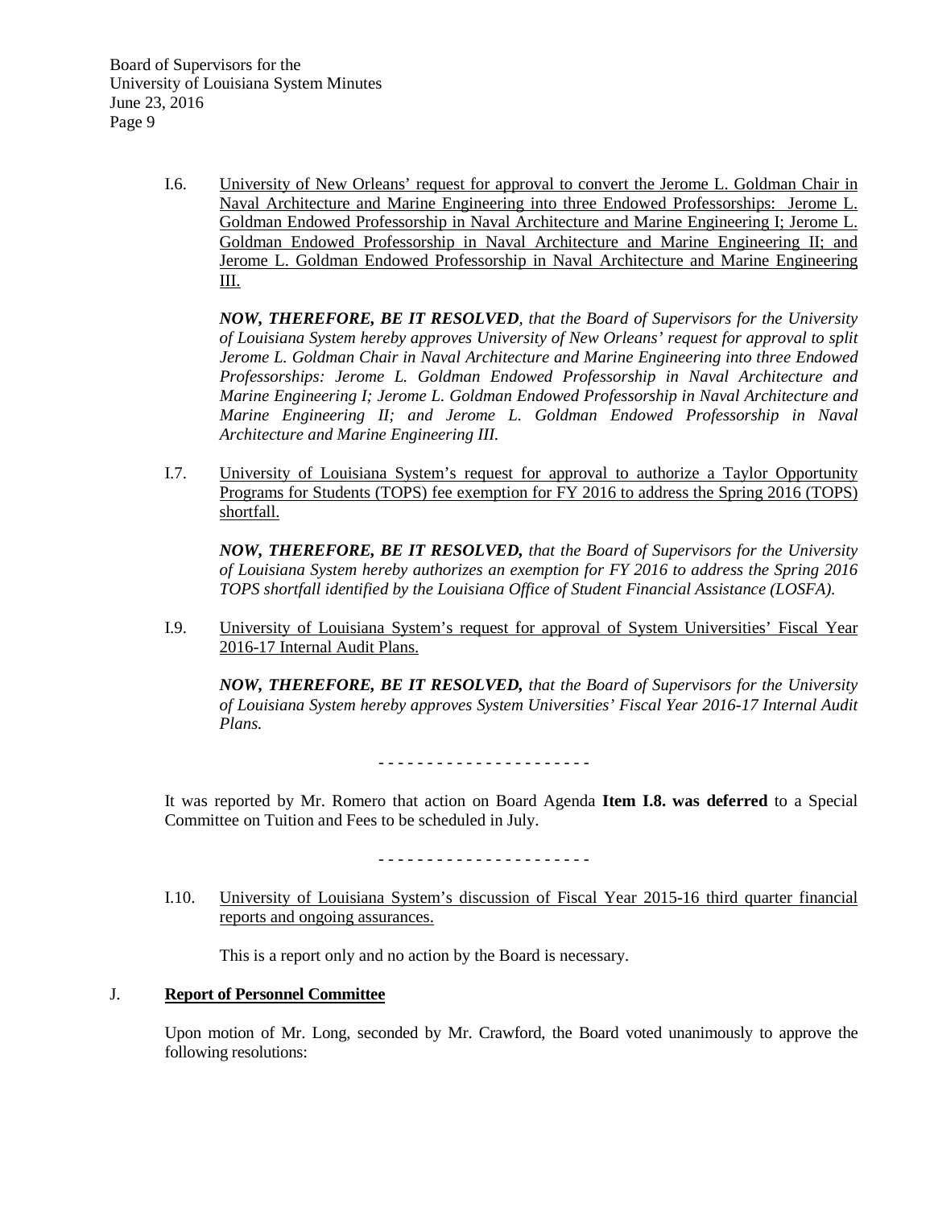I.6. University of New Orleans' request for approval to convert the Jerome L. Goldman Chair in Naval Architecture and Marine Engineering into three Endowed Professorships: Jerome L. Goldman Endowed Professorship in Naval Architecture and Marine Engineering I; Jerome L. Goldman Endowed Professorship in Naval Architecture and Marine Engineering II; and Jerome L. Goldman Endowed Professorship in Naval Architecture and Marine Engineering III.

*__NOW, THEREFORE, BE IT RESOLVED__, that the Board of Supervisors for the University of Louisiana System hereby approves University of New Orleans' request for approval to split Jerome L. Goldman Chair in Naval Architecture and Marine Engineering into three Endowed Professorships: Jerome L. Goldman Endowed Professorship in Naval Architecture and Marine Engineering I; Jerome L. Goldman Endowed Professorship in Naval Architecture and Marine Engineering II; and Jerome L. Goldman Endowed Professorship in Naval Architecture and Marine Engineering III.*

I.7. University of Louisiana System's request for approval to authorize a Taylor Opportunity Programs for Students (TOPS) fee exemption for FY 2016 to address the Spring 2016 (TOPS) shortfall.

*__NOW, THEREFORE, BE IT RESOLVED,__ that the Board of Supervisors for the University of Louisiana System hereby authorizes an exemption for FY 2016 to address the Spring 2016 TOPS shortfall identified by the Louisiana Office of Student Financial Assistance (LOSFA).*

I.9. University of Louisiana System's request for approval of System Universities' Fiscal Year 2016-17 Internal Audit Plans.

*__NOW, THEREFORE, BE IT RESOLVED,__ that the Board of Supervisors for the University of Louisiana System hereby approves System Universities' Fiscal Year 2016-17 Internal Audit Plans.*

- - - - - - - - - - - - - - - - - - - - - -

It was reported by Mr. Romero that action on Board Agenda **Item I.8. was deferred** to a Special Committee on Tuition and Fees to be scheduled in July.

- - - - - - - - - - - - - - - - - - - - - -

I.10. University of Louisiana System's discussion of Fiscal Year 2015-16 third quarter financial reports and ongoing assurances.

This is a report only and no action by the Board is necessary.

J. **Report of Personnel Committee**

Upon motion of Mr. Long, seconded by Mr. Crawford, the Board voted unanimously to approve the following resolutions: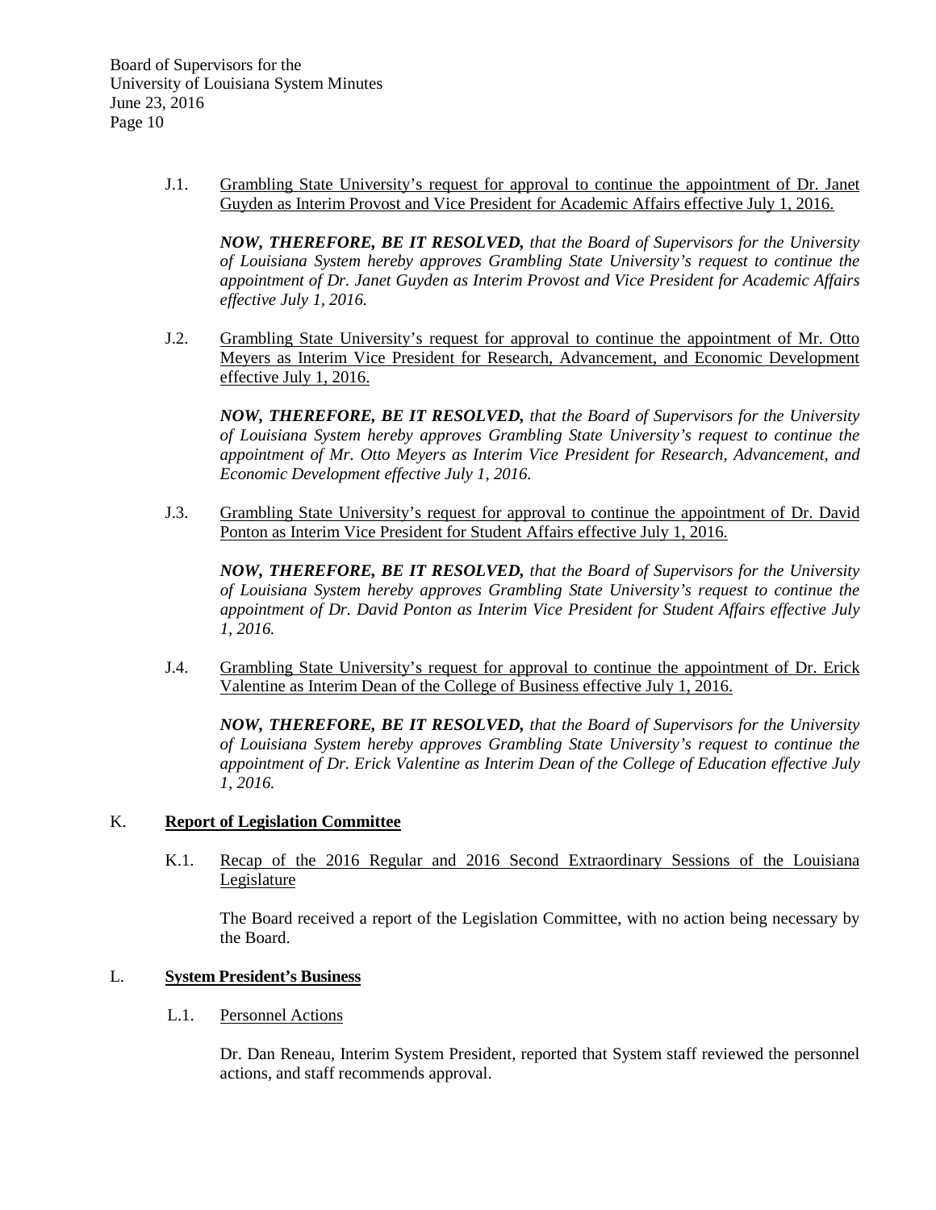J.1. Grambling State University's request for approval to continue the appointment of Dr. Janet Guyden as Interim Provost and Vice President for Academic Affairs effective July 1, 2016.

***NOW, THEREFORE, BE IT RESOLVED,*** *that the Board of Supervisors for the University of Louisiana System hereby approves Grambling State University's request to continue the appointment of Dr. Janet Guyden as Interim Provost and Vice President for Academic Affairs effective July 1, 2016.*

J.2. Grambling State University's request for approval to continue the appointment of Mr. Otto Meyers as Interim Vice President for Research, Advancement, and Economic Development effective July 1, 2016.

***NOW, THEREFORE, BE IT RESOLVED,*** *that the Board of Supervisors for the University of Louisiana System hereby approves Grambling State University's request to continue the appointment of Mr. Otto Meyers as Interim Vice President for Research, Advancement, and Economic Development effective July 1, 2016.*

J.3. Grambling State University's request for approval to continue the appointment of Dr. David Ponton as Interim Vice President for Student Affairs effective July 1, 2016.

***NOW, THEREFORE, BE IT RESOLVED,*** *that the Board of Supervisors for the University of Louisiana System hereby approves Grambling State University's request to continue the appointment of Dr. David Ponton as Interim Vice President for Student Affairs effective July 1, 2016.*

J.4. Grambling State University's request for approval to continue the appointment of Dr. Erick Valentine as Interim Dean of the College of Business effective July 1, 2016.

***NOW, THEREFORE, BE IT RESOLVED,*** *that the Board of Supervisors for the University of Louisiana System hereby approves Grambling State University's request to continue the appointment of Dr. Erick Valentine as Interim Dean of the College of Education effective July 1, 2016.*

## K. Report of Legislation Committee

K.1. Recap of the 2016 Regular and 2016 Second Extraordinary Sessions of the Louisiana Legislature

The Board received a report of the Legislation Committee, with no action being necessary by the Board.

## L. System President's Business

L.1. Personnel Actions

Dr. Dan Reneau, Interim System President, reported that System staff reviewed the personnel actions, and staff recommends approval.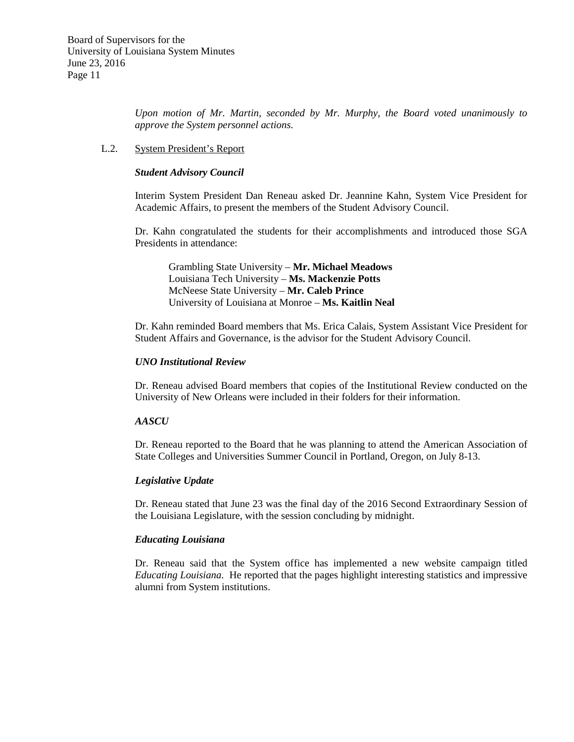*Upon motion of Mr. Martin, seconded by Mr. Murphy, the Board voted unanimously to approve the System personnel actions.*

L.2. System President's Report

***Student Advisory Council***

Interim System President Dan Reneau asked Dr. Jeannine Kahn, System Vice President for Academic Affairs, to present the members of the Student Advisory Council.

Dr. Kahn congratulated the students for their accomplishments and introduced those SGA Presidents in attendance:

Grambling State University – **Mr. Michael Meadows**
Louisiana Tech University – **Ms. Mackenzie Potts**
McNeese State University – **Mr. Caleb Prince**
University of Louisiana at Monroe – **Ms. Kaitlin Neal**

Dr. Kahn reminded Board members that Ms. Erica Calais, System Assistant Vice President for Student Affairs and Governance, is the advisor for the Student Advisory Council.

***UNO Institutional Review***

Dr. Reneau advised Board members that copies of the Institutional Review conducted on the University of New Orleans were included in their folders for their information.

***AASCU***

Dr. Reneau reported to the Board that he was planning to attend the American Association of State Colleges and Universities Summer Council in Portland, Oregon, on July 8-13.

***Legislative Update***

Dr. Reneau stated that June 23 was the final day of the 2016 Second Extraordinary Session of the Louisiana Legislature, with the session concluding by midnight.

***Educating Louisiana***

Dr. Reneau said that the System office has implemented a new website campaign titled *Educating Louisiana*. He reported that the pages highlight interesting statistics and impressive alumni from System institutions.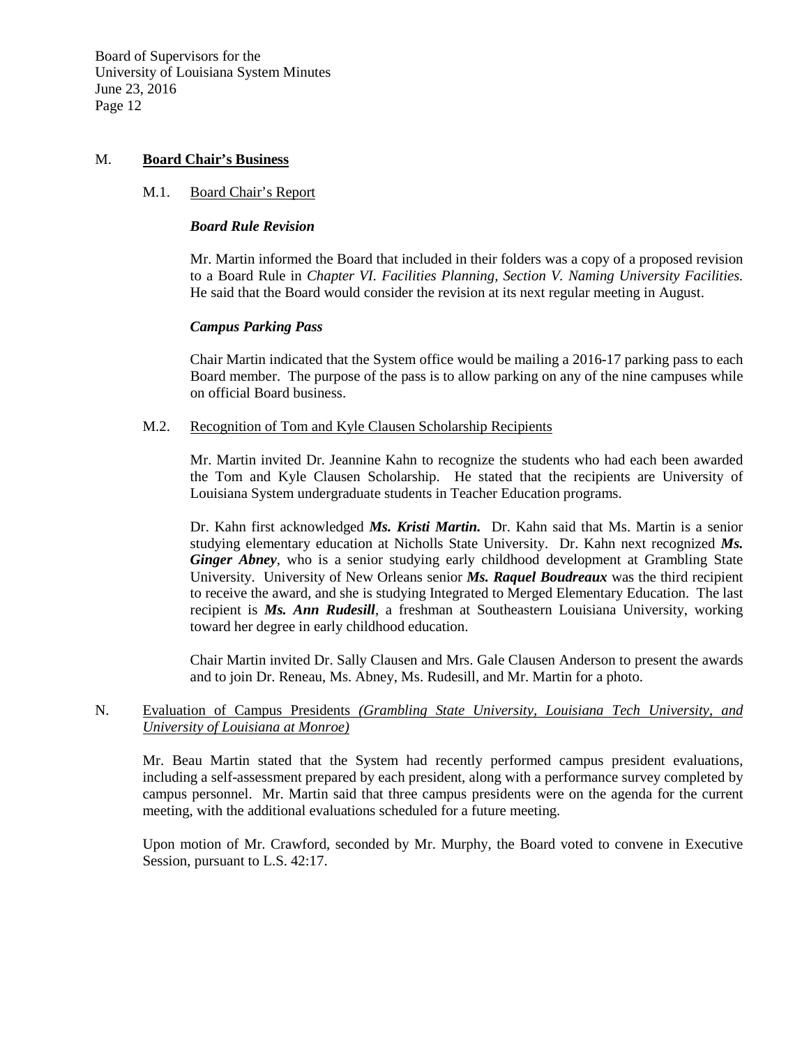## M. **Board Chair's Business**

### M.1. Board Chair's Report

***Board Rule Revision***

Mr. Martin informed the Board that included in their folders was a copy of a proposed revision to a Board Rule in *Chapter VI. Facilities Planning, Section V. Naming University Facilities.* He said that the Board would consider the revision at its next regular meeting in August.

***Campus Parking Pass***

Chair Martin indicated that the System office would be mailing a 2016-17 parking pass to each Board member. The purpose of the pass is to allow parking on any of the nine campuses while on official Board business.

### M.2. Recognition of Tom and Kyle Clausen Scholarship Recipients

Mr. Martin invited Dr. Jeannine Kahn to recognize the students who had each been awarded the Tom and Kyle Clausen Scholarship. He stated that the recipients are University of Louisiana System undergraduate students in Teacher Education programs.

Dr. Kahn first acknowledged ***Ms. Kristi Martin.*** Dr. Kahn said that Ms. Martin is a senior studying elementary education at Nicholls State University. Dr. Kahn next recognized ***Ms. Ginger Abney***, who is a senior studying early childhood development at Grambling State University. University of New Orleans senior ***Ms. Raquel Boudreaux*** was the third recipient to receive the award, and she is studying Integrated to Merged Elementary Education. The last recipient is ***Ms. Ann Rudesill***, a freshman at Southeastern Louisiana University, working toward her degree in early childhood education.

Chair Martin invited Dr. Sally Clausen and Mrs. Gale Clausen Anderson to present the awards and to join Dr. Reneau, Ms. Abney, Ms. Rudesill, and Mr. Martin for a photo.

## N. Evaluation of Campus Presidents *(Grambling State University, Louisiana Tech University, and University of Louisiana at Monroe)*

Mr. Beau Martin stated that the System had recently performed campus president evaluations, including a self-assessment prepared by each president, along with a performance survey completed by campus personnel. Mr. Martin said that three campus presidents were on the agenda for the current meeting, with the additional evaluations scheduled for a future meeting.

Upon motion of Mr. Crawford, seconded by Mr. Murphy, the Board voted to convene in Executive Session, pursuant to L.S. 42:17.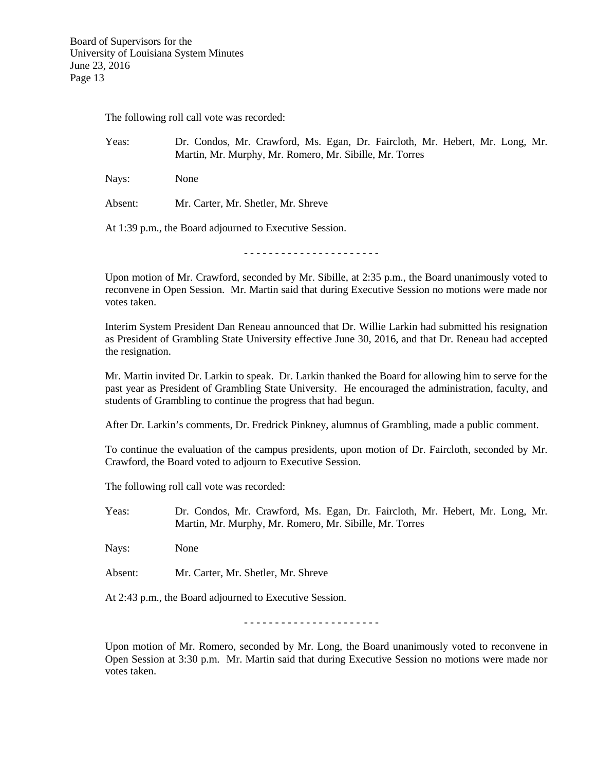The following roll call vote was recorded:

Yeas: Dr. Condos, Mr. Crawford, Ms. Egan, Dr. Faircloth, Mr. Hebert, Mr. Long, Mr. Martin, Mr. Murphy, Mr. Romero, Mr. Sibille, Mr. Torres

Nays: None

Absent: Mr. Carter, Mr. Shetler, Mr. Shreve

At 1:39 p.m., the Board adjourned to Executive Session.

- - - - - - - - - - - - - - - - - - - - - -

Upon motion of Mr. Crawford, seconded by Mr. Sibille, at 2:35 p.m., the Board unanimously voted to reconvene in Open Session. Mr. Martin said that during Executive Session no motions were made nor votes taken.

Interim System President Dan Reneau announced that Dr. Willie Larkin had submitted his resignation as President of Grambling State University effective June 30, 2016, and that Dr. Reneau had accepted the resignation.

Mr. Martin invited Dr. Larkin to speak. Dr. Larkin thanked the Board for allowing him to serve for the past year as President of Grambling State University. He encouraged the administration, faculty, and students of Grambling to continue the progress that had begun.

After Dr. Larkin's comments, Dr. Fredrick Pinkney, alumnus of Grambling, made a public comment.

To continue the evaluation of the campus presidents, upon motion of Dr. Faircloth, seconded by Mr. Crawford, the Board voted to adjourn to Executive Session.

The following roll call vote was recorded:

Yeas: Dr. Condos, Mr. Crawford, Ms. Egan, Dr. Faircloth, Mr. Hebert, Mr. Long, Mr. Martin, Mr. Murphy, Mr. Romero, Mr. Sibille, Mr. Torres

Nays: None

Absent: Mr. Carter, Mr. Shetler, Mr. Shreve

At 2:43 p.m., the Board adjourned to Executive Session.

- - - - - - - - - - - - - - - - - - - - - -

Upon motion of Mr. Romero, seconded by Mr. Long, the Board unanimously voted to reconvene in Open Session at 3:30 p.m. Mr. Martin said that during Executive Session no motions were made nor votes taken.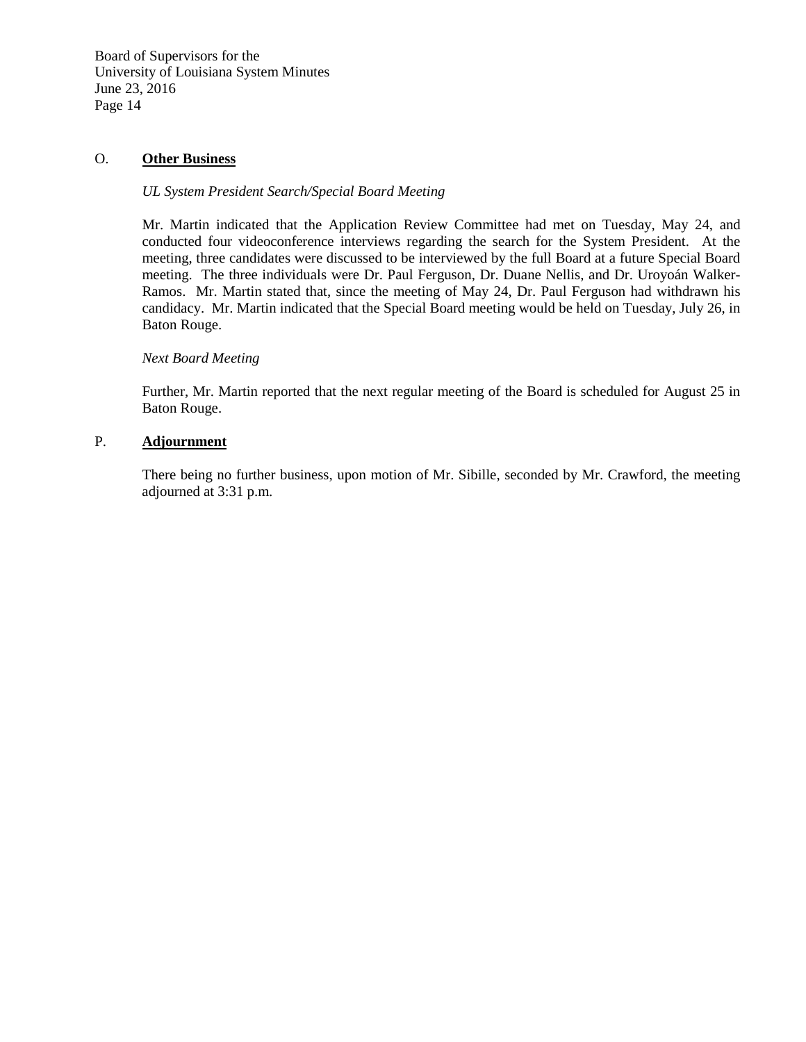## O. **Other Business**

*UL System President Search/Special Board Meeting*

Mr. Martin indicated that the Application Review Committee had met on Tuesday, May 24, and conducted four videoconference interviews regarding the search for the System President. At the meeting, three candidates were discussed to be interviewed by the full Board at a future Special Board meeting. The three individuals were Dr. Paul Ferguson, Dr. Duane Nellis, and Dr. Uroyoán Walker-Ramos. Mr. Martin stated that, since the meeting of May 24, Dr. Paul Ferguson had withdrawn his candidacy. Mr. Martin indicated that the Special Board meeting would be held on Tuesday, July 26, in Baton Rouge.

*Next Board Meeting*

Further, Mr. Martin reported that the next regular meeting of the Board is scheduled for August 25 in Baton Rouge.

## P. **Adjournment**

There being no further business, upon motion of Mr. Sibille, seconded by Mr. Crawford, the meeting adjourned at 3:31 p.m.